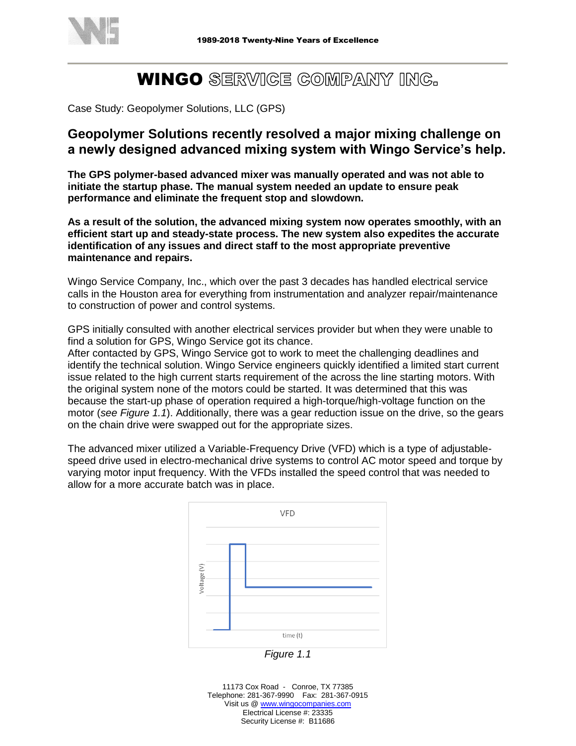1989-2018 Twenty-Nine Years of Excellence

# WINGO SERVICE COMPANY INC.

Case Study: Geopolymer Solutions, LLC (GPS)

## Geopolymer Solutions recently resolved a major mixing challenge on a newly designed advanced mixing system with Wingo Service's help.

**The GPS polymer-based advanced mixer was manually operated and was not able to initiate the startup phase. The manual system needed an update to ensure peak performance and eliminate the frequent stop and slowdown.**

**As a result of the solution, the advanced mixing system now operates smoothly, with an efficient start up and steady-state process. The new system also expedites the accurate identification of any issues and direct staff to the most appropriate preventive maintenance and repairs.**

Wingo Service Company, Inc., which over the past 3 decades has handled electrical service calls in the Houston area for everything from instrumentation and analyzer repair/maintenance to construction of power and control systems.

GPS initially consulted with another electrical services provider but when they were unable to find a solution for GPS, Wingo Service got its chance.
After contacted by GPS, Wingo Service got to work to meet the challenging deadlines and identify the technical solution. Wingo Service engineers quickly identified a limited start current issue related to the high current starts requirement of the across the line starting motors. With the original system none of the motors could be started. It was determined that this was because the start-up phase of operation required a high-torque/high-voltage function on the motor (*see Figure 1.1*). Additionally, there was a gear reduction issue on the drive, so the gears on the chain drive were swapped out for the appropriate sizes.

The advanced mixer utilized a Variable-Frequency Drive (VFD) which is a type of adjustable-speed drive used in electro-mechanical drive systems to control AC motor speed and torque by varying motor input frequency. With the VFDs installed the speed control that was needed to allow for a more accurate batch was in place.

VFD

Voltage (V)

time (t)

*Figure 1.1*

11173 Cox Road - Conroe, TX 77385
Telephone: 281-367-9990 Fax: 281-367-0915
Visit us @ www.wingocompanies.com
Electrical License #: 23335
Security License #: B11686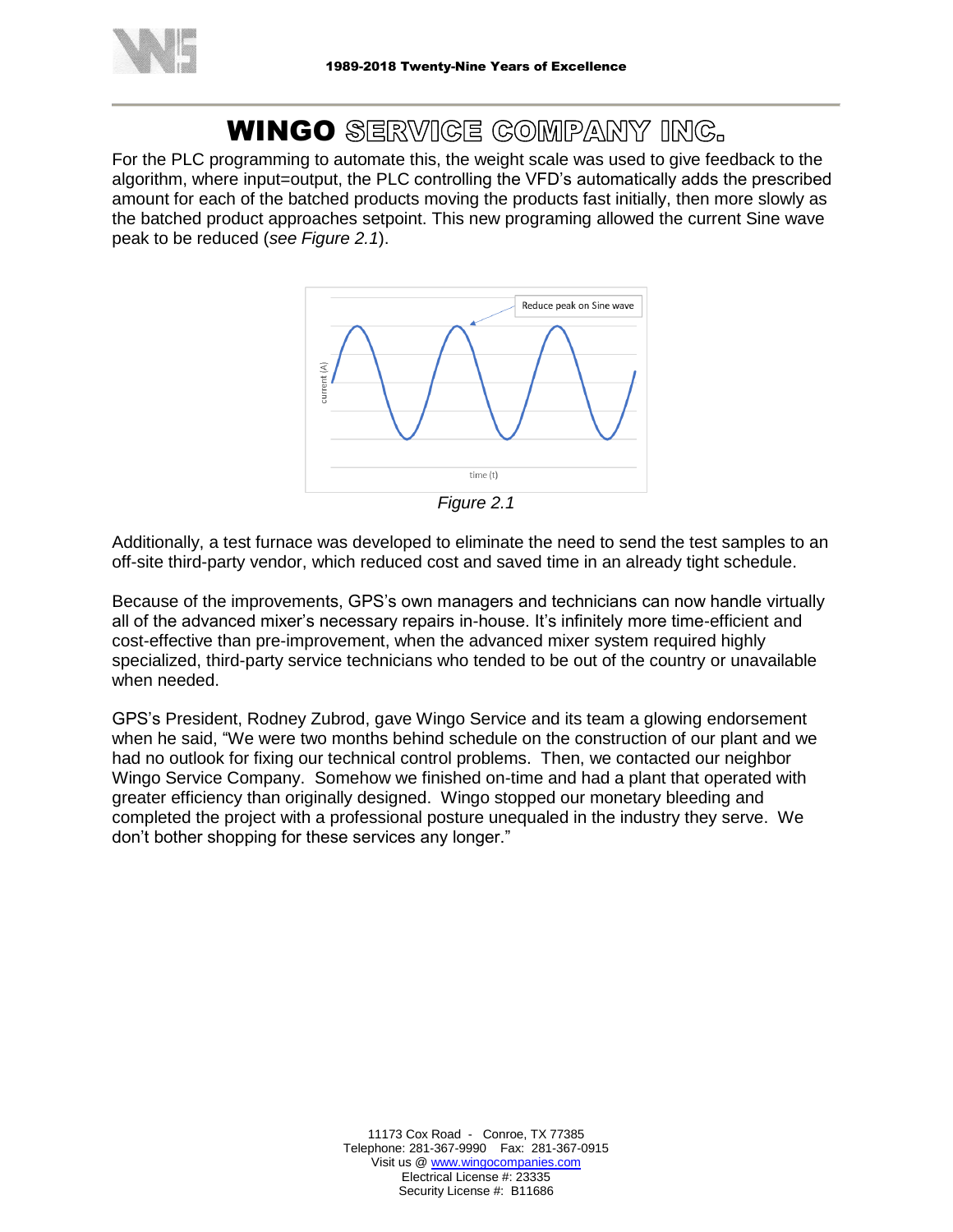# WINGO SERVICE COMPANY INC.

For the PLC programming to automate this, the weight scale was used to give feedback to the algorithm, where input=output, the PLC controlling the VFD's automatically adds the prescribed amount for each of the batched products moving the products fast initially, then more slowly as the batched product approaches setpoint. This new programing allowed the current Sine wave peak to be reduced (*see Figure 2.1*).

Reduce peak on Sine wave

current (A)

time (t)

*Figure 2.1*

Additionally, a test furnace was developed to eliminate the need to send the test samples to an off-site third-party vendor, which reduced cost and saved time in an already tight schedule.

Because of the improvements, GPS's own managers and technicians can now handle virtually all of the advanced mixer's necessary repairs in-house. It's infinitely more time-efficient and cost-effective than pre-improvement, when the advanced mixer system required highly specialized, third-party service technicians who tended to be out of the country or unavailable when needed.

GPS's President, Rodney Zubrod, gave Wingo Service and its team a glowing endorsement when he said, "We were two months behind schedule on the construction of our plant and we had no outlook for fixing our technical control problems. Then, we contacted our neighbor Wingo Service Company. Somehow we finished on-time and had a plant that operated with greater efficiency than originally designed. Wingo stopped our monetary bleeding and completed the project with a professional posture unequaled in the industry they serve. We don't bother shopping for these services any longer."